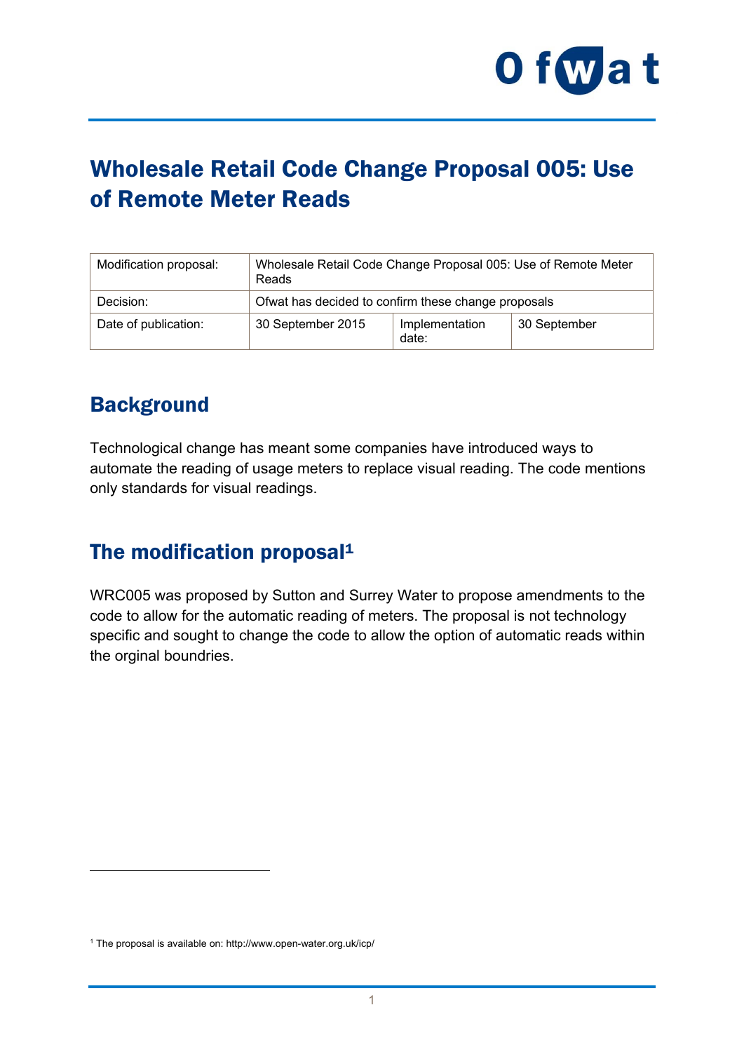# Wholesale Retail Code Change Proposal 005: Use of Remote Meter Reads

| Modification proposal: | Wholesale Retail Code Change Proposal 005: Use of Remote Meter Reads | | |
|---|---|---|---|
| Decision: | Ofwat has decided to confirm these change proposals | | |
| Date of publication: | 30 September 2015 | Implementation date: | 30 September |

## Background

Technological change has meant some companies have introduced ways to automate the reading of usage meters to replace visual reading. The code mentions only standards for visual readings.

## The modification proposal[1]

WRC005 was proposed by Sutton and Surrey Water to propose amendments to the code to allow for the automatic reading of meters. The proposal is not technology specific and sought to change the code to allow the option of automatic reads within the orginal boundries.

[1] The proposal is available on: http://www.open-water.org.uk/icp/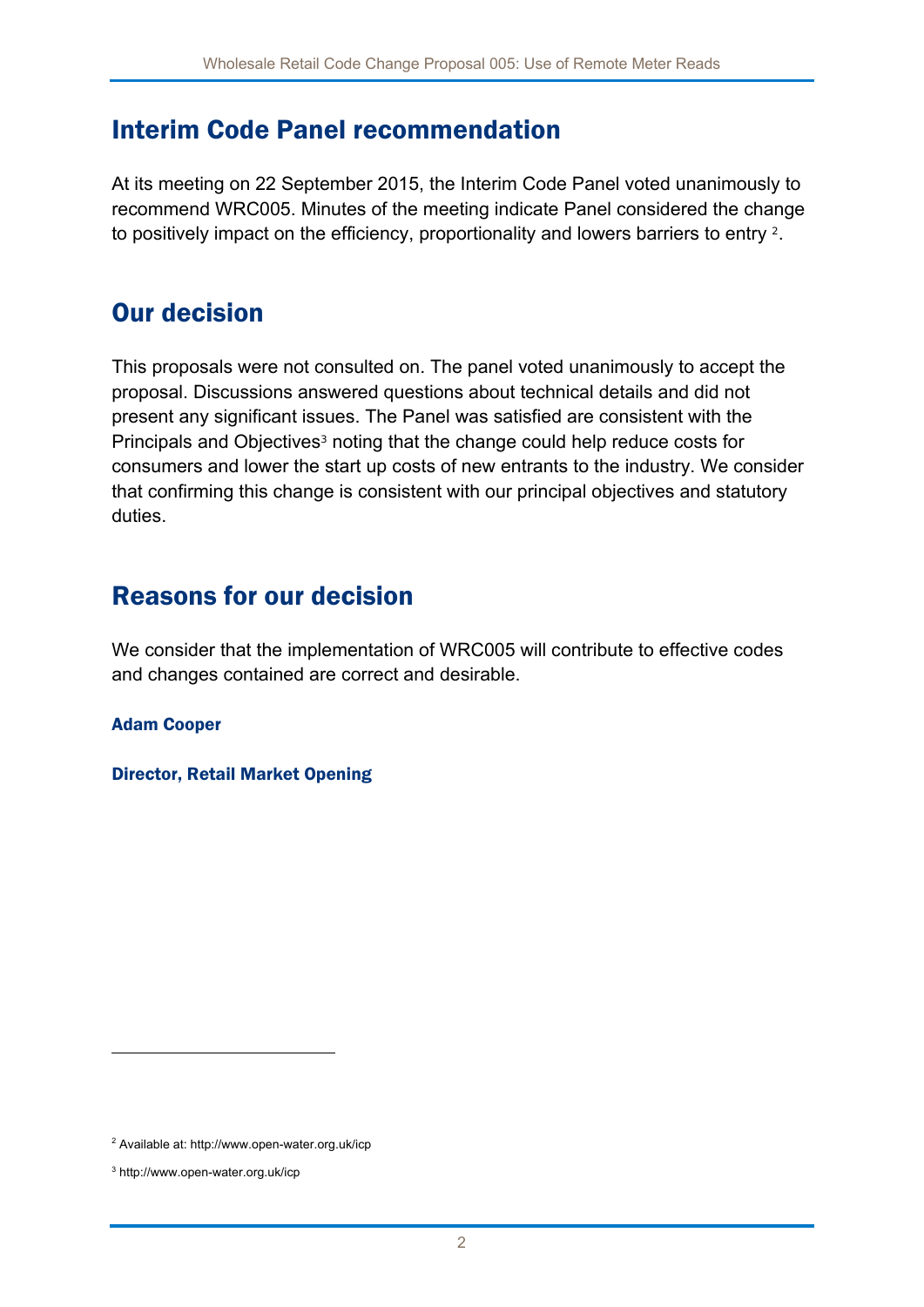## Interim Code Panel recommendation

At its meeting on 22 September 2015, the Interim Code Panel voted unanimously to recommend WRC005. Minutes of the meeting indicate Panel considered the change to positively impact on the efficiency, proportionality and lowers barriers to entry [2].

## Our decision

This proposals were not consulted on. The panel voted unanimously to accept the proposal. Discussions answered questions about technical details and did not present any significant issues. The Panel was satisfied are consistent with the Principals and Objectives[3] noting that the change could help reduce costs for consumers and lower the start up costs of new entrants to the industry. We consider that confirming this change is consistent with our principal objectives and statutory duties.

## Reasons for our decision

We consider that the implementation of WRC005 will contribute to effective codes and changes contained are correct and desirable.

**Adam Cooper**

**Director, Retail Market Opening**

---

[2] Available at: http://www.open-water.org.uk/icp

[3] http://www.open-water.org.uk/icp